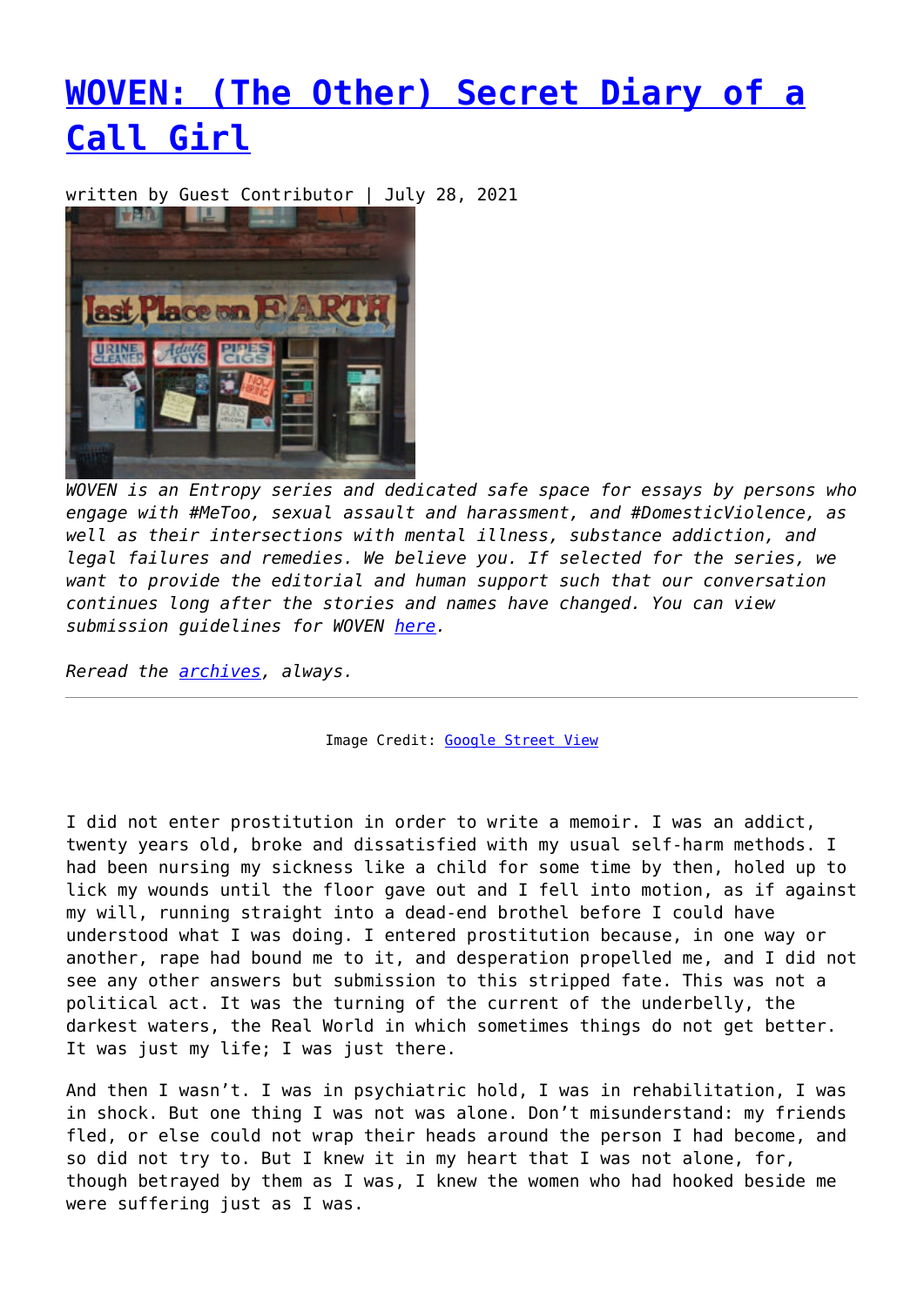# WOVEN: (The Other) Secret Diary of a Call Girl

written by Guest Contributor | July 28, 2021

*WOVEN is an Entropy series and dedicated safe space for essays by persons who engage with #MeToo, sexual assault and harassment, and #DomesticViolence, as well as their intersections with mental illness, substance addiction, and legal failures and remedies. We believe you. If selected for the series, we want to provide the editorial and human support such that our conversation continues long after the stories and names have changed. You can view submission guidelines for WOVEN here.*

*Reread the archives, always.*

---

Image Credit: Google Street View

I did not enter prostitution in order to write a memoir. I was an addict, twenty years old, broke and dissatisfied with my usual self-harm methods. I had been nursing my sickness like a child for some time by then, holed up to lick my wounds until the floor gave out and I fell into motion, as if against my will, running straight into a dead-end brothel before I could have understood what I was doing. I entered prostitution because, in one way or another, rape had bound me to it, and desperation propelled me, and I did not see any other answers but submission to this stripped fate. This was not a political act. It was the turning of the current of the underbelly, the darkest waters, the Real World in which sometimes things do not get better. It was just my life; I was just there.

And then I wasn't. I was in psychiatric hold, I was in rehabilitation, I was in shock. But one thing I was not was alone. Don't misunderstand: my friends fled, or else could not wrap their heads around the person I had become, and so did not try to. But I knew it in my heart that I was not alone, for, though betrayed by them as I was, I knew the women who had hooked beside me were suffering just as I was.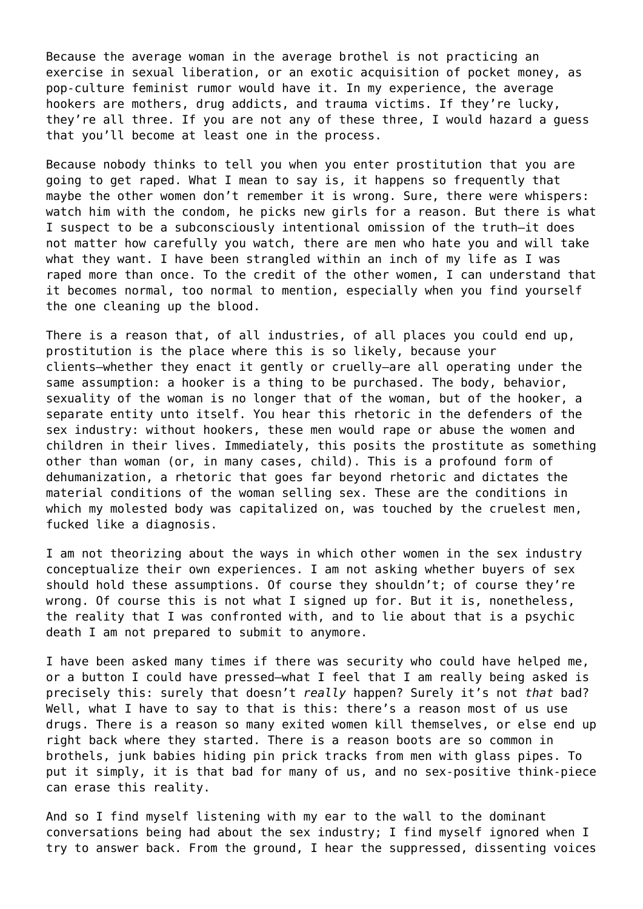Because the average woman in the average brothel is not practicing an exercise in sexual liberation, or an exotic acquisition of pocket money, as pop-culture feminist rumor would have it. In my experience, the average hookers are mothers, drug addicts, and trauma victims. If they're lucky, they're all three. If you are not any of these three, I would hazard a guess that you'll become at least one in the process.

Because nobody thinks to tell you when you enter prostitution that you are going to get raped. What I mean to say is, it happens so frequently that maybe the other women don't remember it is wrong. Sure, there were whispers: watch him with the condom, he picks new girls for a reason. But there is what I suspect to be a subconsciously intentional omission of the truth—it does not matter how carefully you watch, there are men who hate you and will take what they want. I have been strangled within an inch of my life as I was raped more than once. To the credit of the other women, I can understand that it becomes normal, too normal to mention, especially when you find yourself the one cleaning up the blood.

There is a reason that, of all industries, of all places you could end up, prostitution is the place where this is so likely, because your clients—whether they enact it gently or cruelly—are all operating under the same assumption: a hooker is a thing to be purchased. The body, behavior, sexuality of the woman is no longer that of the woman, but of the hooker, a separate entity unto itself. You hear this rhetoric in the defenders of the sex industry: without hookers, these men would rape or abuse the women and children in their lives. Immediately, this posits the prostitute as something other than woman (or, in many cases, child). This is a profound form of dehumanization, a rhetoric that goes far beyond rhetoric and dictates the material conditions of the woman selling sex. These are the conditions in which my molested body was capitalized on, was touched by the cruelest men, fucked like a diagnosis.

I am not theorizing about the ways in which other women in the sex industry conceptualize their own experiences. I am not asking whether buyers of sex should hold these assumptions. Of course they shouldn't; of course they're wrong. Of course this is not what I signed up for. But it is, nonetheless, the reality that I was confronted with, and to lie about that is a psychic death I am not prepared to submit to anymore.

I have been asked many times if there was security who could have helped me, or a button I could have pressed—what I feel that I am really being asked is precisely this: surely that doesn't *really* happen? Surely it's not *that* bad? Well, what I have to say to that is this: there's a reason most of us use drugs. There is a reason so many exited women kill themselves, or else end up right back where they started. There is a reason boots are so common in brothels, junk babies hiding pin prick tracks from men with glass pipes. To put it simply, it is that bad for many of us, and no sex-positive think-piece can erase this reality.

And so I find myself listening with my ear to the wall to the dominant conversations being had about the sex industry; I find myself ignored when I try to answer back. From the ground, I hear the suppressed, dissenting voices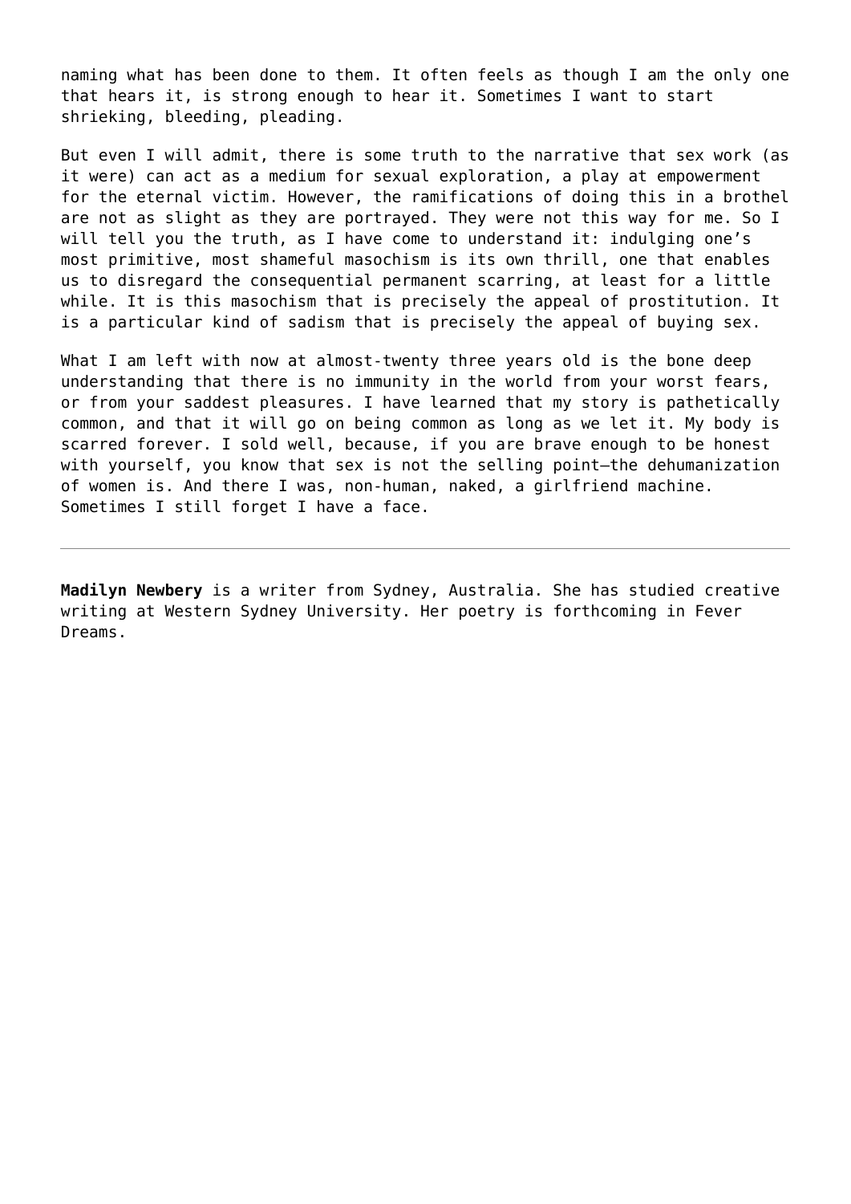naming what has been done to them. It often feels as though I am the only one that hears it, is strong enough to hear it. Sometimes I want to start shrieking, bleeding, pleading.

But even I will admit, there is some truth to the narrative that sex work (as it were) can act as a medium for sexual exploration, a play at empowerment for the eternal victim. However, the ramifications of doing this in a brothel are not as slight as they are portrayed. They were not this way for me. So I will tell you the truth, as I have come to understand it: indulging one's most primitive, most shameful masochism is its own thrill, one that enables us to disregard the consequential permanent scarring, at least for a little while. It is this masochism that is precisely the appeal of prostitution. It is a particular kind of sadism that is precisely the appeal of buying sex.

What I am left with now at almost-twenty three years old is the bone deep understanding that there is no immunity in the world from your worst fears, or from your saddest pleasures. I have learned that my story is pathetically common, and that it will go on being common as long as we let it. My body is scarred forever. I sold well, because, if you are brave enough to be honest with yourself, you know that sex is not the selling point—the dehumanization of women is. And there I was, non-human, naked, a girlfriend machine. Sometimes I still forget I have a face.

---

**Madilyn Newbery** is a writer from Sydney, Australia. She has studied creative writing at Western Sydney University. Her poetry is forthcoming in Fever Dreams.